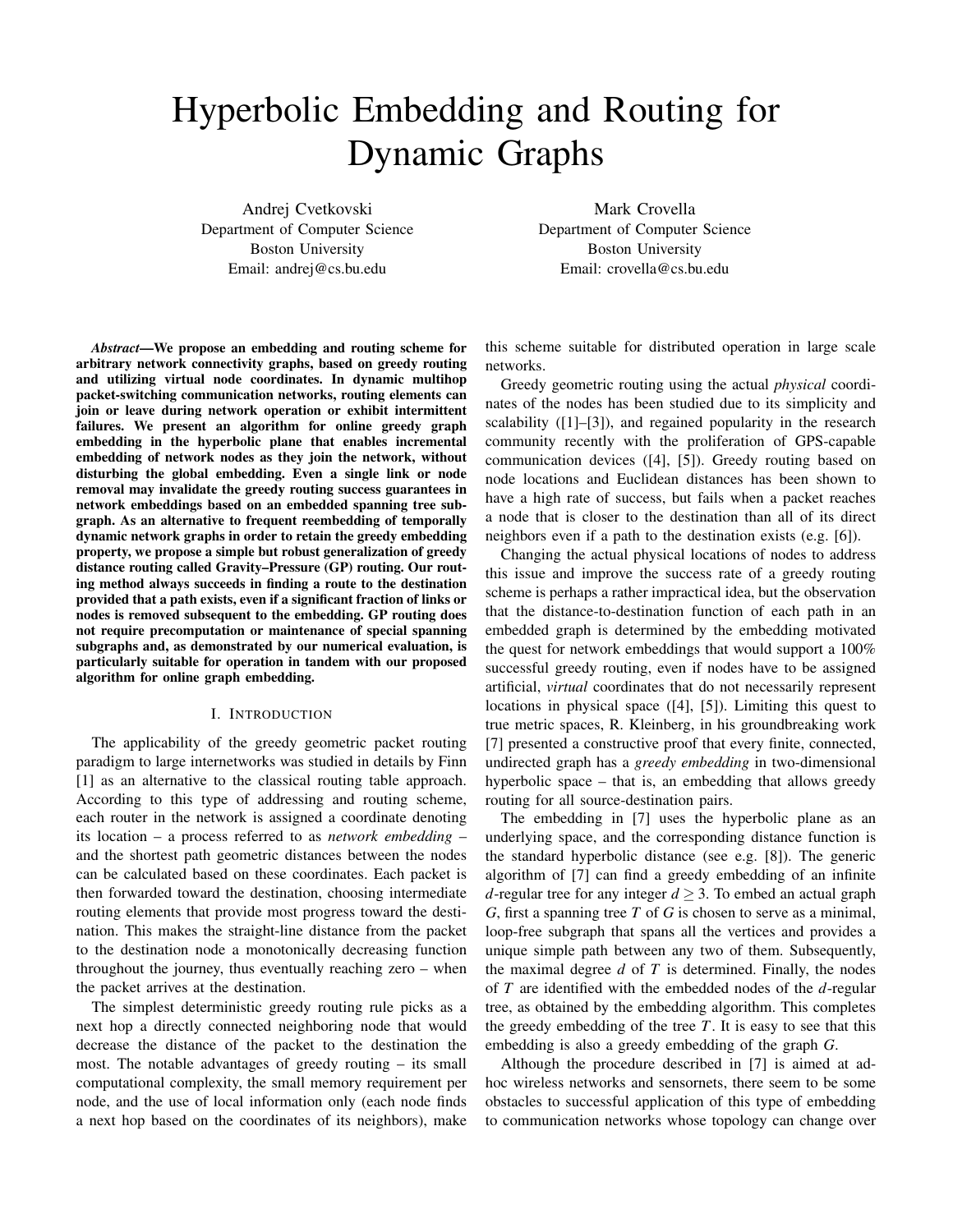# Hyperbolic Embedding and Routing for Dynamic Graphs

Andrej Cvetkovski
Department of Computer Science
Boston University
Email: andrej@cs.bu.edu

Mark Crovella
Department of Computer Science
Boston University
Email: crovella@cs.bu.edu

***Abstract*—We propose an embedding and routing scheme for arbitrary network connectivity graphs, based on greedy routing and utilizing virtual node coordinates. In dynamic multihop packet-switching communication networks, routing elements can join or leave during network operation or exhibit intermittent failures. We present an algorithm for online greedy graph embedding in the hyperbolic plane that enables incremental embedding of network nodes as they join the network, without disturbing the global embedding. Even a single link or node removal may invalidate the greedy routing success guarantees in network embeddings based on an embedded spanning tree subgraph. As an alternative to frequent reembedding of temporally dynamic network graphs in order to retain the greedy embedding property, we propose a simple but robust generalization of greedy distance routing called Gravity–Pressure (GP) routing. Our routing method always succeeds in finding a route to the destination provided that a path exists, even if a significant fraction of links or nodes is removed subsequent to the embedding. GP routing does not require precomputation or maintenance of special spanning subgraphs and, as demonstrated by our numerical evaluation, is particularly suitable for operation in tandem with our proposed algorithm for online graph embedding.**

## I. Introduction

The applicability of the greedy geometric packet routing paradigm to large internetworks was studied in details by Finn [1] as an alternative to the classical routing table approach. According to this type of addressing and routing scheme, each router in the network is assigned a coordinate denoting its location – a process referred to as *network embedding* – and the shortest path geometric distances between the nodes can be calculated based on these coordinates. Each packet is then forwarded toward the destination, choosing intermediate routing elements that provide most progress toward the destination. This makes the straight-line distance from the packet to the destination node a monotonically decreasing function throughout the journey, thus eventually reaching zero – when the packet arrives at the destination.

The simplest deterministic greedy routing rule picks as a next hop a directly connected neighboring node that would decrease the distance of the packet to the destination the most. The notable advantages of greedy routing – its small computational complexity, the small memory requirement per node, and the use of local information only (each node finds a next hop based on the coordinates of its neighbors), make this scheme suitable for distributed operation in large scale networks.

Greedy geometric routing using the actual *physical* coordinates of the nodes has been studied due to its simplicity and scalability ([1]–[3]), and regained popularity in the research community recently with the proliferation of GPS-capable communication devices ([4], [5]). Greedy routing based on node locations and Euclidean distances has been shown to have a high rate of success, but fails when a packet reaches a node that is closer to the destination than all of its direct neighbors even if a path to the destination exists (e.g. [6]).

Changing the actual physical locations of nodes to address this issue and improve the success rate of a greedy routing scheme is perhaps a rather impractical idea, but the observation that the distance-to-destination function of each path in an embedded graph is determined by the embedding motivated the quest for network embeddings that would support a 100% successful greedy routing, even if nodes have to be assigned artificial, *virtual* coordinates that do not necessarily represent locations in physical space ([4], [5]). Limiting this quest to true metric spaces, R. Kleinberg, in his groundbreaking work [7] presented a constructive proof that every finite, connected, undirected graph has a *greedy embedding* in two-dimensional hyperbolic space – that is, an embedding that allows greedy routing for all source-destination pairs.

The embedding in [7] uses the hyperbolic plane as an underlying space, and the corresponding distance function is the standard hyperbolic distance (see e.g. [8]). The generic algorithm of [7] can find a greedy embedding of an infinite $d$-regular tree for any integer $d \geq 3$. To embed an actual graph $G$, first a spanning tree $T$ of $G$ is chosen to serve as a minimal, loop-free subgraph that spans all the vertices and provides a unique simple path between any two of them. Subsequently, the maximal degree $d$ of $T$ is determined. Finally, the nodes of $T$ are identified with the embedded nodes of the $d$-regular tree, as obtained by the embedding algorithm. This completes the greedy embedding of the tree $T$. It is easy to see that this embedding is also a greedy embedding of the graph $G$.

Although the procedure described in [7] is aimed at ad-hoc wireless networks and sensornets, there seem to be some obstacles to successful application of this type of embedding to communication networks whose topology can change over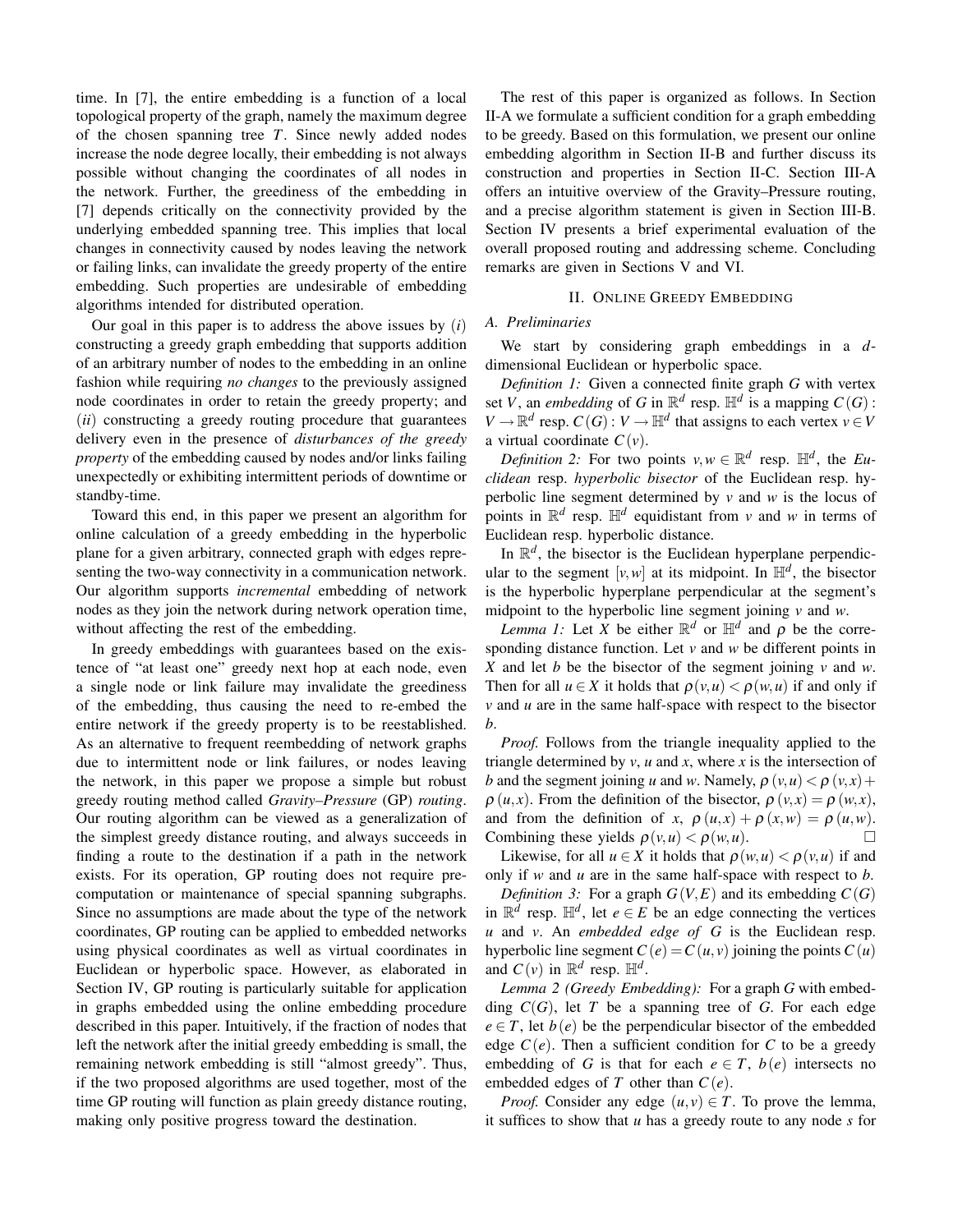time. In [7], the entire embedding is a function of a local topological property of the graph, namely the maximum degree of the chosen spanning tree $T$. Since newly added nodes increase the node degree locally, their embedding is not always possible without changing the coordinates of all nodes in the network. Further, the greediness of the embedding in [7] depends critically on the connectivity provided by the underlying embedded spanning tree. This implies that local changes in connectivity caused by nodes leaving the network or failing links, can invalidate the greedy property of the entire embedding. Such properties are undesirable of embedding algorithms intended for distributed operation.

Our goal in this paper is to address the above issues by $(i)$ constructing a greedy graph embedding that supports addition of an arbitrary number of nodes to the embedding in an online fashion while requiring *no changes* to the previously assigned node coordinates in order to retain the greedy property; and $(ii)$ constructing a greedy routing procedure that guarantees delivery even in the presence of *disturbances of the greedy property* of the embedding caused by nodes and/or links failing unexpectedly or exhibiting intermittent periods of downtime or standby-time.

Toward this end, in this paper we present an algorithm for online calculation of a greedy embedding in the hyperbolic plane for a given arbitrary, connected graph with edges representing the two-way connectivity in a communication network. Our algorithm supports *incremental* embedding of network nodes as they join the network during network operation time, without affecting the rest of the embedding.

In greedy embeddings with guarantees based on the existence of "at least one" greedy next hop at each node, even a single node or link failure may invalidate the greediness of the embedding, thus causing the need to re-embed the entire network if the greedy property is to be reestablished. As an alternative to frequent reembedding of network graphs due to intermittent node or link failures, or nodes leaving the network, in this paper we propose a simple but robust greedy routing method called *Gravity–Pressure* (GP) *routing*. Our routing algorithm can be viewed as a generalization of the simplest greedy distance routing, and always succeeds in finding a route to the destination if a path in the network exists. For its operation, GP routing does not require pre-computation or maintenance of special spanning subgraphs. Since no assumptions are made about the type of the network coordinates, GP routing can be applied to embedded networks using physical coordinates as well as virtual coordinates in Euclidean or hyperbolic space. However, as elaborated in Section IV, GP routing is particularly suitable for application in graphs embedded using the online embedding procedure described in this paper. Intuitively, if the fraction of nodes that left the network after the initial greedy embedding is small, the remaining network embedding is still "almost greedy". Thus, if the two proposed algorithms are used together, most of the time GP routing will function as plain greedy distance routing, making only positive progress toward the destination.

The rest of this paper is organized as follows. In Section II-A we formulate a sufficient condition for a graph embedding to be greedy. Based on this formulation, we present our online embedding algorithm in Section II-B and further discuss its construction and properties in Section II-C. Section III-A offers an intuitive overview of the Gravity–Pressure routing, and a precise algorithm statement is given in Section III-B. Section IV presents a brief experimental evaluation of the overall proposed routing and addressing scheme. Concluding remarks are given in Sections V and VI.

## II. Online Greedy Embedding

### A. Preliminaries

We start by considering graph embeddings in a $d$-dimensional Euclidean or hyperbolic space.

*Definition 1:* Given a connected finite graph $G$ with vertex set $V$, an *embedding* of $G$ in $\mathbb{R}^d$ resp. $\mathbb{H}^d$ is a mapping $C(G): V \to \mathbb{R}^d$ resp. $C(G): V \to \mathbb{H}^d$ that assigns to each vertex $v \in V$ a virtual coordinate $C(v)$.

*Definition 2:* For two points $v, w \in \mathbb{R}^d$ resp. $\mathbb{H}^d$, the *Euclidean* resp. *hyperbolic bisector* of the Euclidean resp. hyperbolic line segment determined by $v$ and $w$ is the locus of points in $\mathbb{R}^d$ resp. $\mathbb{H}^d$ equidistant from $v$ and $w$ in terms of Euclidean resp. hyperbolic distance.

In $\mathbb{R}^d$, the bisector is the Euclidean hyperplane perpendicular to the segment $[v,w]$ at its midpoint. In $\mathbb{H}^d$, the bisector is the hyperbolic hyperplane perpendicular at the segment's midpoint to the hyperbolic line segment joining $v$ and $w$.

*Lemma 1:* Let $X$ be either $\mathbb{R}^d$ or $\mathbb{H}^d$ and $\rho$ be the corresponding distance function. Let $v$ and $w$ be different points in $X$ and let $b$ be the bisector of the segment joining $v$ and $w$. Then for all $u \in X$ it holds that $\rho(v,u) < \rho(w,u)$ if and only if $v$ and $u$ are in the same half-space with respect to the bisector $b$.

*Proof.* Follows from the triangle inequality applied to the triangle determined by $v$, $u$ and $x$, where $x$ is the intersection of $b$ and the segment joining $u$ and $w$. Namely, $\rho(v,u) < \rho(v,x) + \rho(u,x)$. From the definition of the bisector, $\rho(v,x) = \rho(w,x)$, and from the definition of $x$, $\rho(u,x) + \rho(x,w) = \rho(u,w)$. Combining these yields $\rho(v,u) < \rho(w,u)$. □

Likewise, for all $u \in X$ it holds that $\rho(w,u) < \rho(v,u)$ if and only if $w$ and $u$ are in the same half-space with respect to $b$.

*Definition 3:* For a graph $G(V,E)$ and its embedding $C(G)$ in $\mathbb{R}^d$ resp. $\mathbb{H}^d$, let $e \in E$ be an edge connecting the vertices $u$ and $v$. An *embedded edge of* $G$ is the Euclidean resp. hyperbolic line segment $C(e) = C(u,v)$ joining the points $C(u)$ and $C(v)$ in $\mathbb{R}^d$ resp. $\mathbb{H}^d$.

*Lemma 2 (Greedy Embedding):* For a graph $G$ with embedding $C(G)$, let $T$ be a spanning tree of $G$. For each edge $e \in T$, let $b(e)$ be the perpendicular bisector of the embedded edge $C(e)$. Then a sufficient condition for $C$ to be a greedy embedding of $G$ is that for each $e \in T$, $b(e)$ intersects no embedded edges of $T$ other than $C(e)$.

*Proof.* Consider any edge $(u,v) \in T$. To prove the lemma, it suffices to show that $u$ has a greedy route to any node $s$ for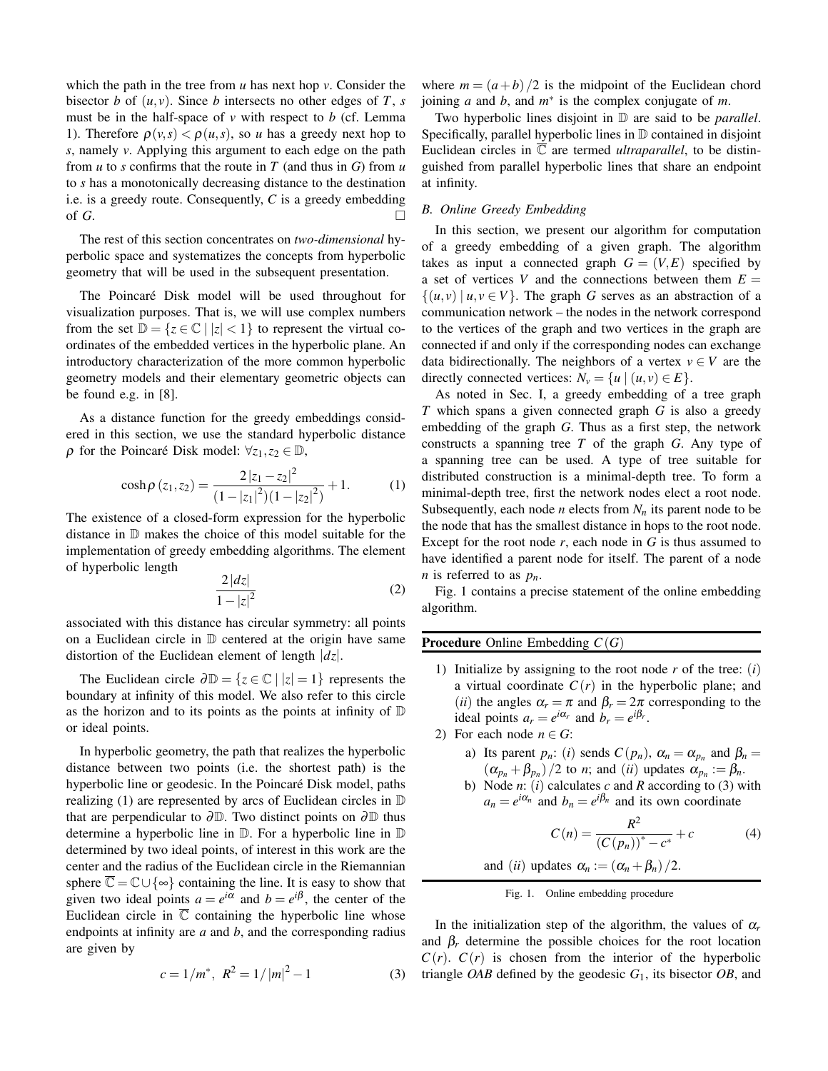which the path in the tree from $u$ has next hop $v$. Consider the bisector $b$ of $(u,v)$. Since $b$ intersects no other edges of $T$, $s$ must be in the half-space of $v$ with respect to $b$ (cf. Lemma 1). Therefore $\rho(v,s) < \rho(u,s)$, so $u$ has a greedy next hop to $s$, namely $v$. Applying this argument to each edge on the path from $u$ to $s$ confirms that the route in $T$ (and thus in $G$) from $u$ to $s$ has a monotonically decreasing distance to the destination i.e. is a greedy route. Consequently, $C$ is a greedy embedding of $G$. □

The rest of this section concentrates on *two-dimensional* hyperbolic space and systematizes the concepts from hyperbolic geometry that will be used in the subsequent presentation.

The Poincaré Disk model will be used throughout for visualization purposes. That is, we will use complex numbers from the set $\mathbb{D} = \{z \in \mathbb{C} \mid |z| < 1\}$ to represent the virtual coordinates of the embedded vertices in the hyperbolic plane. An introductory characterization of the more common hyperbolic geometry models and their elementary geometric objects can be found e.g. in [8].

As a distance function for the greedy embeddings considered in this section, we use the standard hyperbolic distance $\rho$ for the Poincaré Disk model: $\forall z_1, z_2 \in \mathbb{D}$,

$$\cosh\rho(z_1,z_2) = \frac{2|z_1-z_2|^2}{(1-|z_1|^2)(1-|z_2|^2)} + 1. \tag{1}$$

The existence of a closed-form expression for the hyperbolic distance in $\mathbb{D}$ makes the choice of this model suitable for the implementation of greedy embedding algorithms. The element of hyperbolic length

$$\frac{2|dz|}{1-|z|^2} \tag{2}$$

associated with this distance has circular symmetry: all points on a Euclidean circle in $\mathbb{D}$ centered at the origin have same distortion of the Euclidean element of length $|dz|$.

The Euclidean circle $\partial\mathbb{D} = \{z \in \mathbb{C} \mid |z| = 1\}$ represents the boundary at infinity of this model. We also refer to this circle as the horizon and to its points as the points at infinity of $\mathbb{D}$ or ideal points.

In hyperbolic geometry, the path that realizes the hyperbolic distance between two points (i.e. the shortest path) is the hyperbolic line or geodesic. In the Poincaré Disk model, paths realizing (1) are represented by arcs of Euclidean circles in $\mathbb{D}$ that are perpendicular to $\partial\mathbb{D}$. Two distinct points on $\partial\mathbb{D}$ thus determine a hyperbolic line in $\mathbb{D}$. For a hyperbolic line in $\mathbb{D}$ determined by two ideal points, of interest in this work are the center and the radius of the Euclidean circle in the Riemannian sphere $\overline{\mathbb{C}} = \mathbb{C} \cup \{\infty\}$ containing the line. It is easy to show that given two ideal points $a = e^{i\alpha}$ and $b = e^{i\beta}$, the center of the Euclidean circle in $\overline{\mathbb{C}}$ containing the hyperbolic line whose endpoints at infinity are $a$ and $b$, and the corresponding radius are given by

$$c = 1/m^*,\ R^2 = 1/|m|^2 - 1 \tag{3}$$

where $m = (a+b)/2$ is the midpoint of the Euclidean chord joining $a$ and $b$, and $m^*$ is the complex conjugate of $m$.

Two hyperbolic lines disjoint in $\mathbb{D}$ are said to be *parallel*. Specifically, parallel hyperbolic lines in $\mathbb{D}$ contained in disjoint Euclidean circles in $\overline{\mathbb{C}}$ are termed *ultraparallel*, to be distinguished from parallel hyperbolic lines that share an endpoint at infinity.

### B. Online Greedy Embedding

In this section, we present our algorithm for computation of a greedy embedding of a given graph. The algorithm takes as input a connected graph $G = (V,E)$ specified by a set of vertices $V$ and the connections between them $E = \{(u,v) \mid u,v \in V\}$. The graph $G$ serves as an abstraction of a communication network – the nodes in the network correspond to the vertices of the graph and two vertices in the graph are connected if and only if the corresponding nodes can exchange data bidirectionally. The neighbors of a vertex $v \in V$ are the directly connected vertices: $N_v = \{u \mid (u,v) \in E\}$.

As noted in Sec. I, a greedy embedding of a tree graph $T$ which spans a given connected graph $G$ is also a greedy embedding of the graph $G$. Thus as a first step, the network constructs a spanning tree $T$ of the graph $G$. Any type of a spanning tree can be used. A type of tree suitable for distributed construction is a minimal-depth tree. To form a minimal-depth tree, first the network nodes elect a root node. Subsequently, each node $n$ elects from $N_n$ its parent node to be the node that has the smallest distance in hops to the root node. Except for the root node $r$, each node in $G$ is thus assumed to have identified a parent node for itself. The parent of a node $n$ is referred to as $p_n$.

Fig. 1 contains a precise statement of the online embedding algorithm.

**Procedure** Online Embedding $C(G)$

1) Initialize by assigning to the root node $r$ of the tree: $(i)$ a virtual coordinate $C(r)$ in the hyperbolic plane; and $(ii)$ the angles $\alpha_r = \pi$ and $\beta_r = 2\pi$ corresponding to the ideal points $a_r = e^{i\alpha_r}$ and $b_r = e^{i\beta_r}$.
2) For each node $n \in G$:
   a) Its parent $p_n$: $(i)$ sends $C(p_n)$, $\alpha_n = \alpha_{p_n}$ and $\beta_n = (\alpha_{p_n} + \beta_{p_n})/2$ to $n$; and $(ii)$ updates $\alpha_{p_n} := \beta_n$.
   b) Node $n$: $(i)$ calculates $c$ and $R$ according to (3) with $a_n = e^{i\alpha_n}$ and $b_n = e^{i\beta_n}$ and its own coordinate

   $$C(n) = \frac{R^2}{(C(p_n))^* - c^*} + c \tag{4}$$

   and $(ii)$ updates $\alpha_n := (\alpha_n + \beta_n)/2$.

Fig. 1. Online embedding procedure

In the initialization step of the algorithm, the values of $\alpha_r$ and $\beta_r$ determine the possible choices for the root location $C(r)$. $C(r)$ is chosen from the interior of the hyperbolic triangle $OAB$ defined by the geodesic $G_1$, its bisector $OB$, and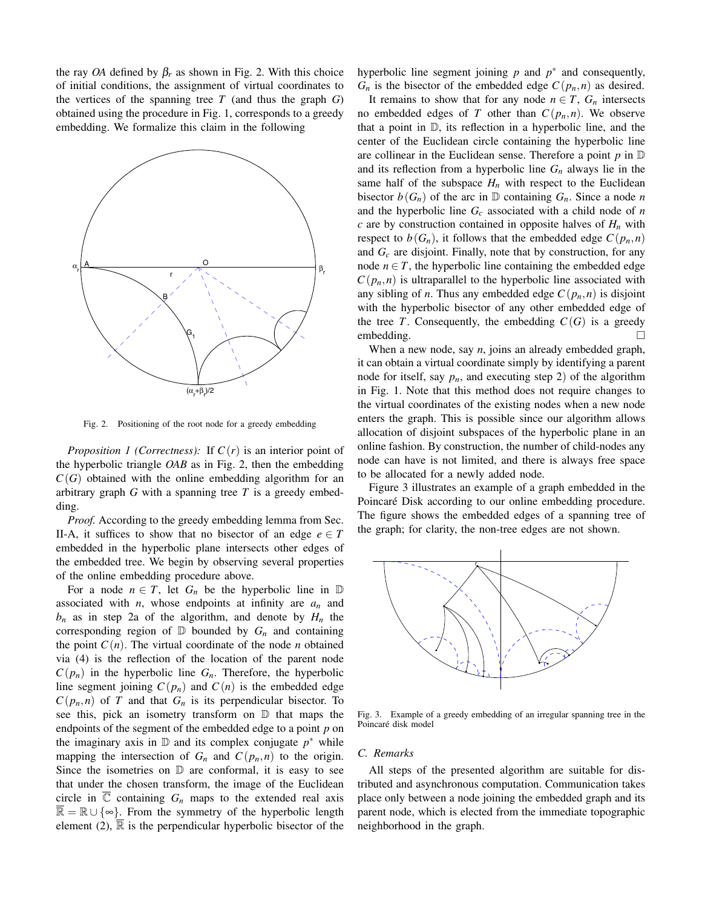the ray $OA$ defined by $\beta_r$ as shown in Fig. 2. With this choice of initial conditions, the assignment of virtual coordinates to the vertices of the spanning tree $T$ (and thus the graph $G$) obtained using the procedure in Fig. 1, corresponds to a greedy embedding. We formalize this claim in the following

Fig. 2. Positioning of the root node for a greedy embedding

*Proposition 1 (Correctness):* If $C(r)$ is an interior point of the hyperbolic triangle $OAB$ as in Fig. 2, then the embedding $C(G)$ obtained with the online embedding algorithm for an arbitrary graph $G$ with a spanning tree $T$ is a greedy embedding.

*Proof.* According to the greedy embedding lemma from Sec. II-A, it suffices to show that no bisector of an edge $e \in T$ embedded in the hyperbolic plane intersects other edges of the embedded tree. We begin by observing several properties of the online embedding procedure above.

For a node $n \in T$, let $G_n$ be the hyperbolic line in $\mathbb{D}$ associated with $n$, whose endpoints at infinity are $a_n$ and $b_n$ as in step 2a of the algorithm, and denote by $H_n$ the corresponding region of $\mathbb{D}$ bounded by $G_n$ and containing the point $C(n)$. The virtual coordinate of the node $n$ obtained via (4) is the reflection of the location of the parent node $C(p_n)$ in the hyperbolic line $G_n$. Therefore, the hyperbolic line segment joining $C(p_n)$ and $C(n)$ is the embedded edge $C(p_n,n)$ of $T$ and that $G_n$ is its perpendicular bisector. To see this, pick an isometry transform on $\mathbb{D}$ that maps the endpoints of the segment of the embedded edge to a point $p$ on the imaginary axis in $\mathbb{D}$ and its complex conjugate $p^*$ while mapping the intersection of $G_n$ and $C(p_n,n)$ to the origin. Since the isometries on $\mathbb{D}$ are conformal, it is easy to see that under the chosen transform, the image of the Euclidean circle in $\overline{\mathbb{C}}$ containing $G_n$ maps to the extended real axis $\overline{\mathbb{R}} = \mathbb{R} \cup \{\infty\}$. From the symmetry of the hyperbolic length element (2), $\overline{\mathbb{R}}$ is the perpendicular hyperbolic bisector of the hyperbolic line segment joining $p$ and $p^*$ and consequently, $G_n$ is the bisector of the embedded edge $C(p_n,n)$ as desired.

It remains to show that for any node $n \in T$, $G_n$ intersects no embedded edges of $T$ other than $C(p_n,n)$. We observe that a point in $\mathbb{D}$, its reflection in a hyperbolic line, and the center of the Euclidean circle containing the hyperbolic line are collinear in the Euclidean sense. Therefore a point $p$ in $\mathbb{D}$ and its reflection from a hyperbolic line $G_n$ always lie in the same half of the subspace $H_n$ with respect to the Euclidean bisector $b(G_n)$ of the arc in $\mathbb{D}$ containing $G_n$. Since a node $n$ and the hyperbolic line $G_c$ associated with a child node of $n$ $c$ are by construction contained in opposite halves of $H_n$ with respect to $b(G_n)$, it follows that the embedded edge $C(p_n,n)$ and $G_c$ are disjoint. Finally, note that by construction, for any node $n \in T$, the hyperbolic line containing the embedded edge $C(p_n,n)$ is ultraparallel to the hyperbolic line associated with any sibling of $n$. Thus any embedded edge $C(p_n,n)$ is disjoint with the hyperbolic bisector of any other embedded edge of the tree $T$. Consequently, the embedding $C(G)$ is a greedy embedding. □

When a new node, say $n$, joins an already embedded graph, it can obtain a virtual coordinate simply by identifying a parent node for itself, say $p_n$, and executing step 2) of the algorithm in Fig. 1. Note that this method does not require changes to the virtual coordinates of the existing nodes when a new node enters the graph. This is possible since our algorithm allows allocation of disjoint subspaces of the hyperbolic plane in an online fashion. By construction, the number of child-nodes any node can have is not limited, and there is always free space to be allocated for a newly added node.

Figure 3 illustrates an example of a graph embedded in the Poincaré Disk according to our online embedding procedure. The figure shows the embedded edges of a spanning tree of the graph; for clarity, the non-tree edges are not shown.

Fig. 3. Example of a greedy embedding of an irregular spanning tree in the Poincaré disk model

### C. Remarks

All steps of the presented algorithm are suitable for distributed and asynchronous computation. Communication takes place only between a node joining the embedded graph and its parent node, which is elected from the immediate topographic neighborhood in the graph.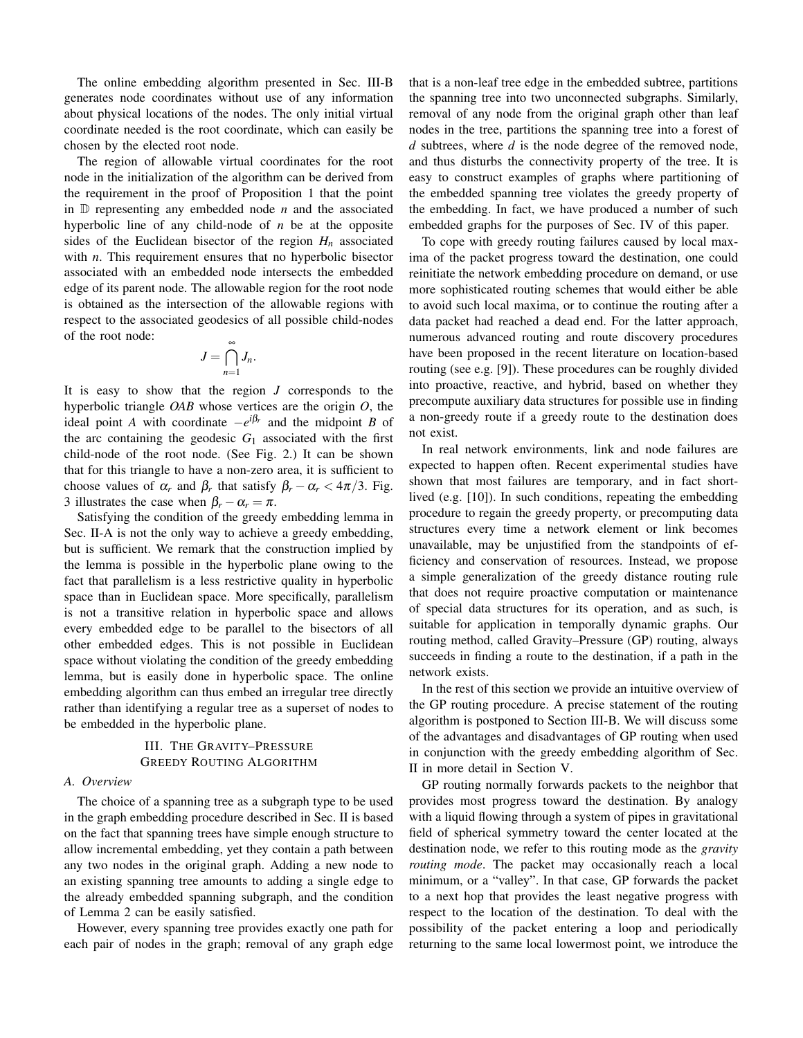The online embedding algorithm presented in Sec. III-B generates node coordinates without use of any information about physical locations of the nodes. The only initial virtual coordinate needed is the root coordinate, which can easily be chosen by the elected root node.

The region of allowable virtual coordinates for the root node in the initialization of the algorithm can be derived from the requirement in the proof of Proposition 1 that the point in $\mathbb{D}$ representing any embedded node $n$ and the associated hyperbolic line of any child-node of $n$ be at the opposite sides of the Euclidean bisector of the region $H_n$ associated with $n$. This requirement ensures that no hyperbolic bisector associated with an embedded node intersects the embedded edge of its parent node. The allowable region for the root node is obtained as the intersection of the allowable regions with respect to the associated geodesics of all possible child-nodes of the root node:

$$J = \bigcap_{n=1}^{\infty} J_n.$$

It is easy to show that the region $J$ corresponds to the hyperbolic triangle $OAB$ whose vertices are the origin $O$, the ideal point $A$ with coordinate $-e^{i\beta_r}$ and the midpoint $B$ of the arc containing the geodesic $G_1$ associated with the first child-node of the root node. (See Fig. 2.) It can be shown that for this triangle to have a non-zero area, it is sufficient to choose values of $\alpha_r$ and $\beta_r$ that satisfy $\beta_r - \alpha_r < 4\pi/3$. Fig. 3 illustrates the case when $\beta_r - \alpha_r = \pi$.

Satisfying the condition of the greedy embedding lemma in Sec. II-A is not the only way to achieve a greedy embedding, but is sufficient. We remark that the construction implied by the lemma is possible in the hyperbolic plane owing to the fact that parallelism is a less restrictive quality in hyperbolic space than in Euclidean space. More specifically, parallelism is not a transitive relation in hyperbolic space and allows every embedded edge to be parallel to the bisectors of all other embedded edges. This is not possible in Euclidean space without violating the condition of the greedy embedding lemma, but is easily done in hyperbolic space. The online embedding algorithm can thus embed an irregular tree directly rather than identifying a regular tree as a superset of nodes to be embedded in the hyperbolic plane.

## III. The Gravity–Pressure Greedy Routing Algorithm

### A. Overview

The choice of a spanning tree as a subgraph type to be used in the graph embedding procedure described in Sec. II is based on the fact that spanning trees have simple enough structure to allow incremental embedding, yet they contain a path between any two nodes in the original graph. Adding a new node to an existing spanning tree amounts to adding a single edge to the already embedded spanning subgraph, and the condition of Lemma 2 can be easily satisfied.

However, every spanning tree provides exactly one path for each pair of nodes in the graph; removal of any graph edge that is a non-leaf tree edge in the embedded subtree, partitions the spanning tree into two unconnected subgraphs. Similarly, removal of any node from the original graph other than leaf nodes in the tree, partitions the spanning tree into a forest of $d$ subtrees, where $d$ is the node degree of the removed node, and thus disturbs the connectivity property of the tree. It is easy to construct examples of graphs where partitioning of the embedded spanning tree violates the greedy property of the embedding. In fact, we have produced a number of such embedded graphs for the purposes of Sec. IV of this paper.

To cope with greedy routing failures caused by local maxima of the packet progress toward the destination, one could reinitiate the network embedding procedure on demand, or use more sophisticated routing schemes that would either be able to avoid such local maxima, or to continue the routing after a data packet had reached a dead end. For the latter approach, numerous advanced routing and route discovery procedures have been proposed in the recent literature on location-based routing (see e.g. [9]). These procedures can be roughly divided into proactive, reactive, and hybrid, based on whether they precompute auxiliary data structures for possible use in finding a non-greedy route if a greedy route to the destination does not exist.

In real network environments, link and node failures are expected to happen often. Recent experimental studies have shown that most failures are temporary, and in fact short-lived (e.g. [10]). In such conditions, repeating the embedding procedure to regain the greedy property, or precomputing data structures every time a network element or link becomes unavailable, may be unjustified from the standpoints of efficiency and conservation of resources. Instead, we propose a simple generalization of the greedy distance routing rule that does not require proactive computation or maintenance of special data structures for its operation, and as such, is suitable for application in temporally dynamic graphs. Our routing method, called Gravity–Pressure (GP) routing, always succeeds in finding a route to the destination, if a path in the network exists.

In the rest of this section we provide an intuitive overview of the GP routing procedure. A precise statement of the routing algorithm is postponed to Section III-B. We will discuss some of the advantages and disadvantages of GP routing when used in conjunction with the greedy embedding algorithm of Sec. II in more detail in Section V.

GP routing normally forwards packets to the neighbor that provides most progress toward the destination. By analogy with a liquid flowing through a system of pipes in gravitational field of spherical symmetry toward the center located at the destination node, we refer to this routing mode as the *gravity routing mode*. The packet may occasionally reach a local minimum, or a "valley". In that case, GP forwards the packet to a next hop that provides the least negative progress with respect to the location of the destination. To deal with the possibility of the packet entering a loop and periodically returning to the same local lowermost point, we introduce the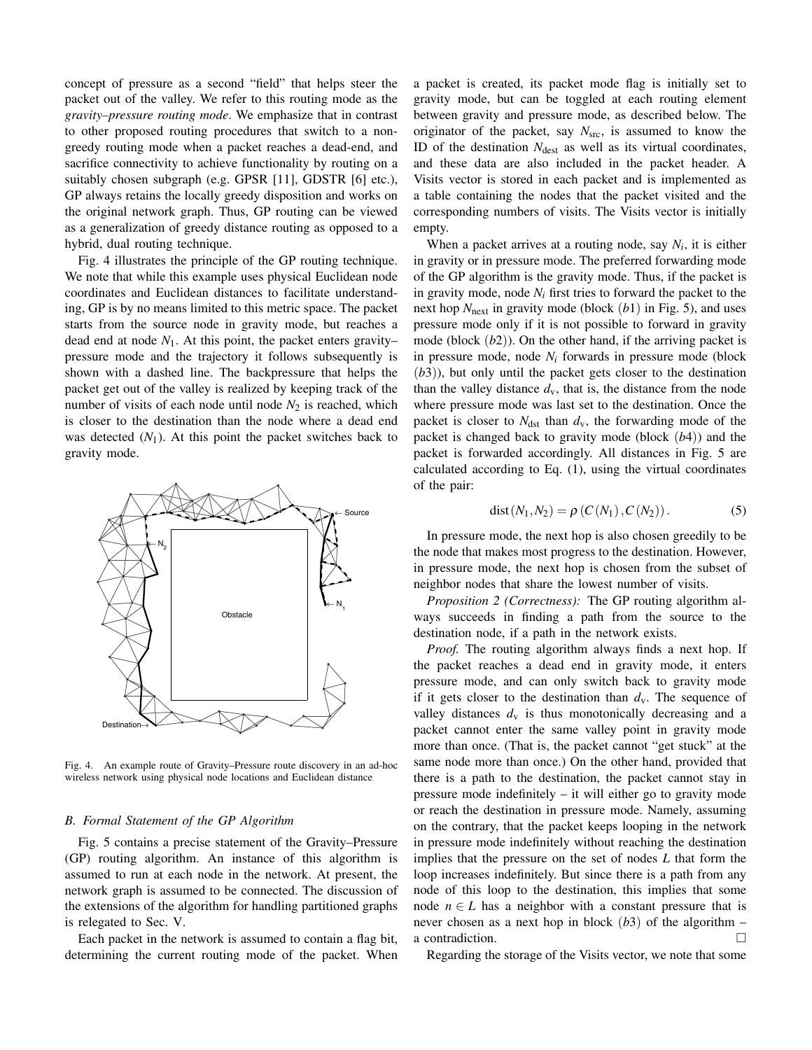concept of pressure as a second "field" that helps steer the packet out of the valley. We refer to this routing mode as the *gravity–pressure routing mode*. We emphasize that in contrast to other proposed routing procedures that switch to a non-greedy routing mode when a packet reaches a dead-end, and sacrifice connectivity to achieve functionality by routing on a suitably chosen subgraph (e.g. GPSR [11], GDSTR [6] etc.), GP always retains the locally greedy disposition and works on the original network graph. Thus, GP routing can be viewed as a generalization of greedy distance routing as opposed to a hybrid, dual routing technique.

Fig. 4 illustrates the principle of the GP routing technique. We note that while this example uses physical Euclidean node coordinates and Euclidean distances to facilitate understanding, GP is by no means limited to this metric space. The packet starts from the source node in gravity mode, but reaches a dead end at node $N_1$. At this point, the packet enters gravity–pressure mode and the trajectory it follows subsequently is shown with a dashed line. The backpressure that helps the packet get out of the valley is realized by keeping track of the number of visits of each node until node $N_2$ is reached, which is closer to the destination than the node where a dead end was detected ($N_1$). At this point the packet switches back to gravity mode.

Fig. 4. An example route of Gravity–Pressure route discovery in an ad-hoc wireless network using physical node locations and Euclidean distance

### B. Formal Statement of the GP Algorithm

Fig. 5 contains a precise statement of the Gravity–Pressure (GP) routing algorithm. An instance of this algorithm is assumed to run at each node in the network. At present, the network graph is assumed to be connected. The discussion of the extensions of the algorithm for handling partitioned graphs is relegated to Sec. V.

Each packet in the network is assumed to contain a flag bit, determining the current routing mode of the packet. When a packet is created, its packet mode flag is initially set to gravity mode, but can be toggled at each routing element between gravity and pressure mode, as described below. The originator of the packet, say $N_{\text{src}}$, is assumed to know the ID of the destination $N_{\text{dest}}$ as well as its virtual coordinates, and these data are also included in the packet header. A Visits vector is stored in each packet and is implemented as a table containing the nodes that the packet visited and the corresponding numbers of visits. The Visits vector is initially empty.

When a packet arrives at a routing node, say $N_i$, it is either in gravity or in pressure mode. The preferred forwarding mode of the GP algorithm is the gravity mode. Thus, if the packet is in gravity mode, node $N_i$ first tries to forward the packet to the next hop $N_{\text{next}}$ in gravity mode (block $(b1)$ in Fig. 5), and uses pressure mode only if it is not possible to forward in gravity mode (block $(b2)$). On the other hand, if the arriving packet is in pressure mode, node $N_i$ forwards in pressure mode (block $(b3)$), but only until the packet gets closer to the destination than the valley distance $d_{\text{v}}$, that is, the distance from the node where pressure mode was last set to the destination. Once the packet is closer to $N_{\text{dst}}$ than $d_{\text{v}}$, the forwarding mode of the packet is changed back to gravity mode (block $(b4)$) and the packet is forwarded accordingly. All distances in Fig. 5 are calculated according to Eq. (1), using the virtual coordinates of the pair:

$$\text{dist}(N_1, N_2) = \rho\left(C\left(N_1\right), C\left(N_2\right)\right). \tag{5}$$

In pressure mode, the next hop is also chosen greedily to be the node that makes most progress to the destination. However, in pressure mode, the next hop is chosen from the subset of neighbor nodes that share the lowest number of visits.

*Proposition 2 (Correctness):* The GP routing algorithm always succeeds in finding a path from the source to the destination node, if a path in the network exists.

*Proof.* The routing algorithm always finds a next hop. If the packet reaches a dead end in gravity mode, it enters pressure mode, and can only switch back to gravity mode if it gets closer to the destination than $d_{\text{v}}$. The sequence of valley distances $d_{\text{v}}$ is thus monotonically decreasing and a packet cannot enter the same valley point in gravity mode more than once. (That is, the packet cannot "get stuck" at the same node more than once.) On the other hand, provided that there is a path to the destination, the packet cannot stay in pressure mode indefinitely – it will either go to gravity mode or reach the destination in pressure mode. Namely, assuming on the contrary, that the packet keeps looping in the network in pressure mode indefinitely without reaching the destination implies that the pressure on the set of nodes $L$ that form the loop increases indefinitely. But since there is a path from any node of this loop to the destination, this implies that some node $n \in L$ has a neighbor with a constant pressure that is never chosen as a next hop in block $(b3)$ of the algorithm – a contradiction. □

Regarding the storage of the Visits vector, we note that some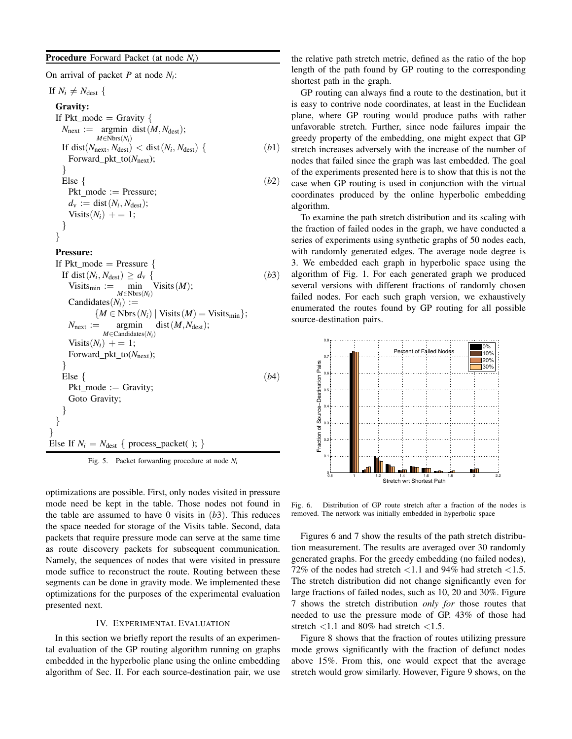**Procedure** Forward Packet (at node $N_i$)

On arrival of packet $P$ at node $N_i$:

```
If N_i ≠ N_dest {
  Gravity:
  If Pkt_mode = Gravity {
    N_next := argmin_{M∈Nbrs(N_i)} dist(M, N_dest);
    If dist(N_next, N_dest) < dist(N_i, N_dest) {          (b1)
      Forward_pkt_to(N_next);
    }
    Else {                                                 (b2)
      Pkt_mode := Pressure;
      d_v := dist(N_i, N_dest);
      Visits(N_i) += 1;
    }
  }
  Pressure:
  If Pkt_mode = Pressure {
    If dist(N_i, N_dest) ≥ d_v {                           (b3)
      Visits_min := min_{M∈Nbrs(N_i)} Visits(M);
      Candidates(N_i) :=
          {M ∈ Nbrs(N_i) | Visits(M) = Visits_min};
      N_next := argmin_{M∈Candidates(N_i)} dist(M, N_dest);
      Visits(N_i) += 1;
      Forward_pkt_to(N_next);
    }
    Else {                                                 (b4)
      Pkt_mode := Gravity;
      Goto Gravity;
    }
  }
}
Else If N_i = N_dest { process_packet( ); }
```

Fig. 5. Packet forwarding procedure at node $N_i$

optimizations are possible. First, only nodes visited in pressure mode need be kept in the table. Those nodes not found in the table are assumed to have 0 visits in ($b3$). This reduces the space needed for storage of the Visits table. Second, data packets that require pressure mode can serve at the same time as route discovery packets for subsequent communication. Namely, the sequences of nodes that were visited in pressure mode suffice to reconstruct the route. Routing between these segments can be done in gravity mode. We implemented these optimizations for the purposes of the experimental evaluation presented next.

## IV. Experimental Evaluation

In this section we briefly report the results of an experimental evaluation of the GP routing algorithm running on graphs embedded in the hyperbolic plane using the online embedding algorithm of Sec. II. For each source-destination pair, we use the relative path stretch metric, defined as the ratio of the hop length of the path found by GP routing to the corresponding shortest path in the graph.

GP routing can always find a route to the destination, but it is easy to contrive node coordinates, at least in the Euclidean plane, where GP routing would produce paths with rather unfavorable stretch. Further, since node failures impair the greedy property of the embedding, one might expect that GP stretch increases adversely with the increase of the number of nodes that failed since the graph was last embedded. The goal of the experiments presented here is to show that this is not the case when GP routing is used in conjunction with the virtual coordinates produced by the online hyperbolic embedding algorithm.

To examine the path stretch distribution and its scaling with the fraction of failed nodes in the graph, we have conducted a series of experiments using synthetic graphs of 50 nodes each, with randomly generated edges. The average node degree is 3. We embedded each graph in hyperbolic space using the algorithm of Fig. 1. For each generated graph we produced several versions with different fractions of randomly chosen failed nodes. For each such graph version, we exhaustively enumerated the routes found by GP routing for all possible source-destination pairs.

Fig. 6. Distribution of GP route stretch after a fraction of the nodes is removed. The network was initially embedded in hyperbolic space

Figures 6 and 7 show the results of the path stretch distribution measurement. The results are averaged over 30 randomly generated graphs. For the greedy embedding (no failed nodes), 72% of the nodes had stretch <1.1 and 94% had stretch <1.5. The stretch distribution did not change significantly even for large fractions of failed nodes, such as 10, 20 and 30%. Figure 7 shows the stretch distribution *only for* those routes that needed to use the pressure mode of GP. 43% of those had stretch <1.1 and 80% had stretch <1.5.

Figure 8 shows that the fraction of routes utilizing pressure mode grows significantly with the fraction of defunct nodes above 15%. From this, one would expect that the average stretch would grow similarly. However, Figure 9 shows, on the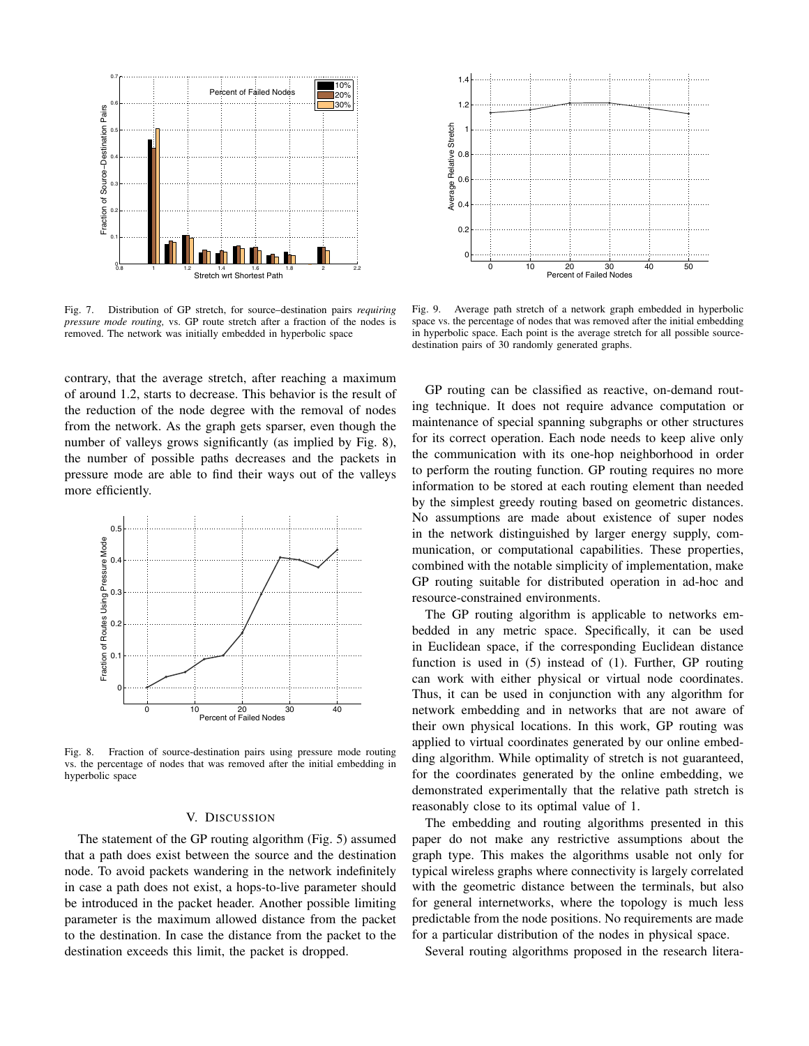Fig. 7. Distribution of GP stretch, for source–destination pairs *requiring pressure mode routing,* vs. GP route stretch after a fraction of the nodes is removed. The network was initially embedded in hyperbolic space

Fig. 9. Average path stretch of a network graph embedded in hyperbolic space vs. the percentage of nodes that was removed after the initial embedding in hyperbolic space. Each point is the average stretch for all possible source-destination pairs of 30 randomly generated graphs.

contrary, that the average stretch, after reaching a maximum of around 1.2, starts to decrease. This behavior is the result of the reduction of the node degree with the removal of nodes from the network. As the graph gets sparser, even though the number of valleys grows significantly (as implied by Fig. 8), the number of possible paths decreases and the packets in pressure mode are able to find their ways out of the valleys more efficiently.

Fig. 8. Fraction of source-destination pairs using pressure mode routing vs. the percentage of nodes that was removed after the initial embedding in hyperbolic space

## V. Discussion

The statement of the GP routing algorithm (Fig. 5) assumed that a path does exist between the source and the destination node. To avoid packets wandering in the network indefinitely in case a path does not exist, a hops-to-live parameter should be introduced in the packet header. Another possible limiting parameter is the maximum allowed distance from the packet to the destination. In case the distance from the packet to the destination exceeds this limit, the packet is dropped.

GP routing can be classified as reactive, on-demand routing technique. It does not require advance computation or maintenance of special spanning subgraphs or other structures for its correct operation. Each node needs to keep alive only the communication with its one-hop neighborhood in order to perform the routing function. GP routing requires no more information to be stored at each routing element than needed by the simplest greedy routing based on geometric distances. No assumptions are made about existence of super nodes in the network distinguished by larger energy supply, communication, or computational capabilities. These properties, combined with the notable simplicity of implementation, make GP routing suitable for distributed operation in ad-hoc and resource-constrained environments.

The GP routing algorithm is applicable to networks embedded in any metric space. Specifically, it can be used in Euclidean space, if the corresponding Euclidean distance function is used in (5) instead of (1). Further, GP routing can work with either physical or virtual node coordinates. Thus, it can be used in conjunction with any algorithm for network embedding and in networks that are not aware of their own physical locations. In this work, GP routing was applied to virtual coordinates generated by our online embedding algorithm. While optimality of stretch is not guaranteed, for the coordinates generated by the online embedding, we demonstrated experimentally that the relative path stretch is reasonably close to its optimal value of 1.

The embedding and routing algorithms presented in this paper do not make any restrictive assumptions about the graph type. This makes the algorithms usable not only for typical wireless graphs where connectivity is largely correlated with the geometric distance between the terminals, but also for general internetworks, where the topology is much less predictable from the node positions. No requirements are made for a particular distribution of the nodes in physical space.

Several routing algorithms proposed in the research litera-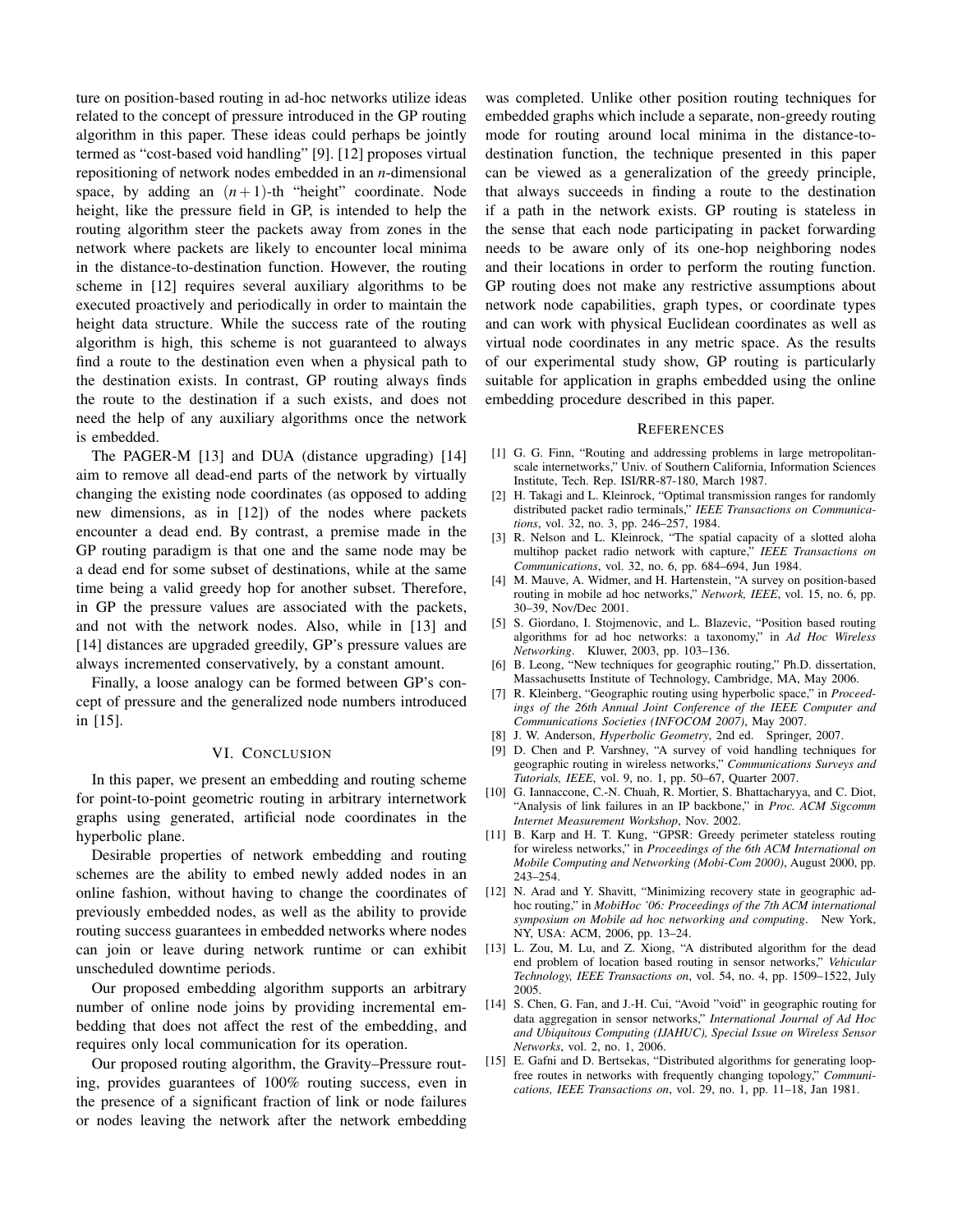ture on position-based routing in ad-hoc networks utilize ideas related to the concept of pressure introduced in the GP routing algorithm in this paper. These ideas could perhaps be jointly termed as "cost-based void handling" [9]. [12] proposes virtual repositioning of network nodes embedded in an $n$-dimensional space, by adding an $(n+1)$-th "height" coordinate. Node height, like the pressure field in GP, is intended to help the routing algorithm steer the packets away from zones in the network where packets are likely to encounter local minima in the distance-to-destination function. However, the routing scheme in [12] requires several auxiliary algorithms to be executed proactively and periodically in order to maintain the height data structure. While the success rate of the routing algorithm is high, this scheme is not guaranteed to always find a route to the destination even when a physical path to the destination exists. In contrast, GP routing always finds the route to the destination if a such exists, and does not need the help of any auxiliary algorithms once the network is embedded.

The PAGER-M [13] and DUA (distance upgrading) [14] aim to remove all dead-end parts of the network by virtually changing the existing node coordinates (as opposed to adding new dimensions, as in [12]) of the nodes where packets encounter a dead end. By contrast, a premise made in the GP routing paradigm is that one and the same node may be a dead end for some subset of destinations, while at the same time being a valid greedy hop for another subset. Therefore, in GP the pressure values are associated with the packets, and not with the network nodes. Also, while in [13] and [14] distances are upgraded greedily, GP's pressure values are always incremented conservatively, by a constant amount.

Finally, a loose analogy can be formed between GP's concept of pressure and the generalized node numbers introduced in [15].

## VI. Conclusion

In this paper, we present an embedding and routing scheme for point-to-point geometric routing in arbitrary internetwork graphs using generated, artificial node coordinates in the hyperbolic plane.

Desirable properties of network embedding and routing schemes are the ability to embed newly added nodes in an online fashion, without having to change the coordinates of previously embedded nodes, as well as the ability to provide routing success guarantees in embedded networks where nodes can join or leave during network runtime or can exhibit unscheduled downtime periods.

Our proposed embedding algorithm supports an arbitrary number of online node joins by providing incremental embedding that does not affect the rest of the embedding, and requires only local communication for its operation.

Our proposed routing algorithm, the Gravity–Pressure routing, provides guarantees of 100% routing success, even in the presence of a significant fraction of link or node failures or nodes leaving the network after the network embedding was completed. Unlike other position routing techniques for embedded graphs which include a separate, non-greedy routing mode for routing around local minima in the distance-to-destination function, the technique presented in this paper can be viewed as a generalization of the greedy principle, that always succeeds in finding a route to the destination if a path in the network exists. GP routing is stateless in the sense that each node participating in packet forwarding needs to be aware only of its one-hop neighboring nodes and their locations in order to perform the routing function. GP routing does not make any restrictive assumptions about network node capabilities, graph types, or coordinate types and can work with physical Euclidean coordinates as well as virtual node coordinates in any metric space. As the results of our experimental study show, GP routing is particularly suitable for application in graphs embedded using the online embedding procedure described in this paper.

## References

[1] G. G. Finn, "Routing and addressing problems in large metropolitan-scale internetworks," Univ. of Southern California, Information Sciences Institute, Tech. Rep. ISI/RR-87-180, March 1987.

[2] H. Takagi and L. Kleinrock, "Optimal transmission ranges for randomly distributed packet radio terminals," *IEEE Transactions on Communications*, vol. 32, no. 3, pp. 246–257, 1984.

[3] R. Nelson and L. Kleinrock, "The spatial capacity of a slotted aloha multihop packet radio network with capture," *IEEE Transactions on Communications*, vol. 32, no. 6, pp. 684–694, Jun 1984.

[4] M. Mauve, A. Widmer, and H. Hartenstein, "A survey on position-based routing in mobile ad hoc networks," *Network, IEEE*, vol. 15, no. 6, pp. 30–39, Nov/Dec 2001.

[5] S. Giordano, I. Stojmenovic, and L. Blazevic, "Position based routing algorithms for ad hoc networks: a taxonomy," in *Ad Hoc Wireless Networking*. Kluwer, 2003, pp. 103–136.

[6] B. Leong, "New techniques for geographic routing," Ph.D. dissertation, Massachusetts Institute of Technology, Cambridge, MA, May 2006.

[7] R. Kleinberg, "Geographic routing using hyperbolic space," in *Proceedings of the 26th Annual Joint Conference of the IEEE Computer and Communications Societies (INFOCOM 2007)*, May 2007.

[8] J. W. Anderson, *Hyperbolic Geometry*, 2nd ed. Springer, 2007.

[9] D. Chen and P. Varshney, "A survey of void handling techniques for geographic routing in wireless networks," *Communications Surveys and Tutorials, IEEE*, vol. 9, no. 1, pp. 50–67, Quarter 2007.

[10] G. Iannaccone, C.-N. Chuah, R. Mortier, S. Bhattacharyya, and C. Diot, "Analysis of link failures in an IP backbone," in *Proc. ACM Sigcomm Internet Measurement Workshop*, Nov. 2002.

[11] B. Karp and H. T. Kung, "GPSR: Greedy perimeter stateless routing for wireless networks," in *Proceedings of the 6th ACM International on Mobile Computing and Networking (Mobi-Com 2000)*, August 2000, pp. 243–254.

[12] N. Arad and Y. Shavitt, "Minimizing recovery state in geographic ad-hoc routing," in *MobiHoc '06: Proceedings of the 7th ACM international symposium on Mobile ad hoc networking and computing*. New York, NY, USA: ACM, 2006, pp. 13–24.

[13] L. Zou, M. Lu, and Z. Xiong, "A distributed algorithm for the dead end problem of location based routing in sensor networks," *Vehicular Technology, IEEE Transactions on*, vol. 54, no. 4, pp. 1509–1522, July 2005.

[14] S. Chen, G. Fan, and J.-H. Cui, "Avoid "void" in geographic routing for data aggregation in sensor networks," *International Journal of Ad Hoc and Ubiquitous Computing (IJAHUC), Special Issue on Wireless Sensor Networks*, vol. 2, no. 1, 2006.

[15] E. Gafni and D. Bertsekas, "Distributed algorithms for generating loop-free routes in networks with frequently changing topology," *Communications, IEEE Transactions on*, vol. 29, no. 1, pp. 11–18, Jan 1981.